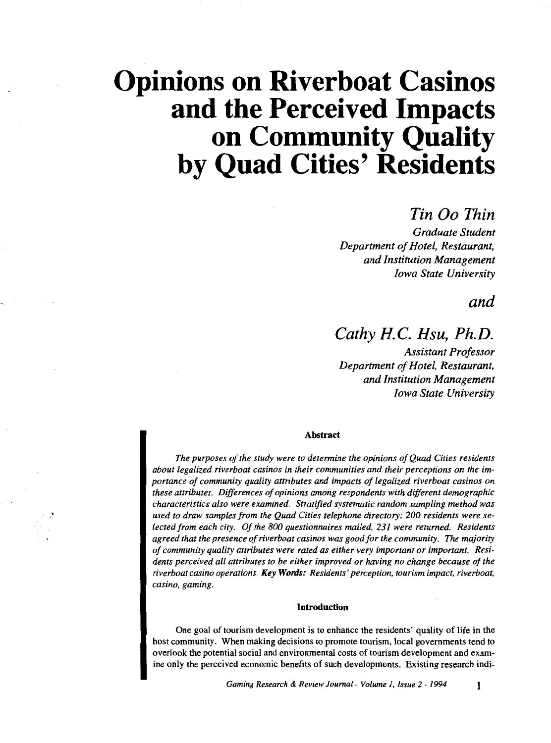# Opinions on Riverboat Casinos and the Perceived Impacts on Community Quality by Quad Cities' Residents

*Tin Oo Thin*
*Graduate Student*
*Department of Hotel, Restaurant, and Institution Management*
*Iowa State University*

*and*

*Cathy H.C. Hsu, Ph.D.*
*Assistant Professor*
*Department of Hotel, Restaurant, and Institution Management*
*Iowa State University*

### Abstract

*The purposes of the study were to determine the opinions of Quad Cities residents about legalized riverboat casinos in their communities and their perceptions on the importance of community quality attributes and impacts of legalized riverboat casinos on these attributes. Differences of opinions among respondents with different demographic characteristics also were examined. Stratified systematic random sampling method was used to draw samples from the Quad Cities telephone directory; 200 residents were selected from each city. Of the 800 questionnaires mailed, 231 were returned. Residents agreed that the presence of riverboat casinos was good for the community. The majority of community quality attributes were rated as either very important or important. Residents perceived all attributes to be either improved or having no change because of the riverboat casino operations.* ***Key Words:*** *Residents' perception, tourism impact, riverboat, casino, gaming.*

### Introduction

One goal of tourism development is to enhance the residents' quality of life in the host community. When making decisions to promote tourism, local governments tend to overlook the potential social and environmental costs of tourism development and examine only the perceived economic benefits of such developments. Existing research indi-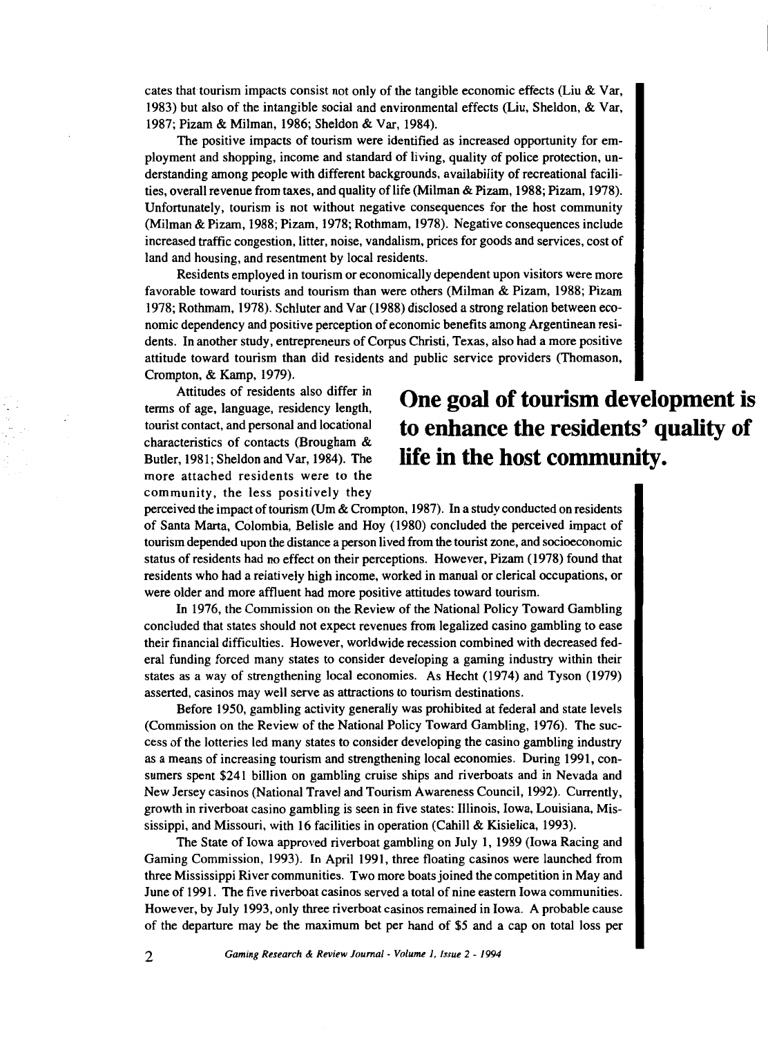cates that tourism impacts consist not only of the tangible economic effects (Liu & Var, 1983) but also of the intangible social and environmental effects (Liu, Sheldon, & Var, 1987; Pizam & Milman, 1986; Sheldon & Var, 1984).

The positive impacts of tourism were identified as increased opportunity for employment and shopping, income and standard of living, quality of police protection, understanding among people with different backgrounds, availability of recreational facilities, overall revenue from taxes, and quality of life (Milman & Pizam, 1988; Pizam, 1978). Unfortunately, tourism is not without negative consequences for the host community (Milman & Pizam, 1988; Pizam, 1978; Rothmam, 1978). Negative consequences include increased traffic congestion, litter, noise, vandalism, prices for goods and services, cost of land and housing, and resentment by local residents.

Residents employed in tourism or economically dependent upon visitors were more favorable toward tourists and tourism than were others (Milman & Pizam, 1988; Pizam 1978; Rothmam, 1978). Schluter and Var (1988) disclosed a strong relation between economic dependency and positive perception of economic benefits among Argentinean residents. In another study, entrepreneurs of Corpus Christi, Texas, also had a more positive attitude toward tourism than did residents and public service providers (Thomason, Crompton, & Kamp, 1979).

**One goal of tourism development is to enhance the residents' quality of life in the host community.**

Attitudes of residents also differ in terms of age, language, residency length, tourist contact, and personal and locational characteristics of contacts (Brougham & Butler, 1981; Sheldon and Var, 1984). The more attached residents were to the community, the less positively they perceived the impact of tourism (Um & Crompton, 1987). In a study conducted on residents of Santa Marta, Colombia, Belisle and Hoy (1980) concluded the perceived impact of tourism depended upon the distance a person lived from the tourist zone, and socioeconomic status of residents had no effect on their perceptions. However, Pizam (1978) found that residents who had a relatively high income, worked in manual or clerical occupations, or were older and more affluent had more positive attitudes toward tourism.

In 1976, the Commission on the Review of the National Policy Toward Gambling concluded that states should not expect revenues from legalized casino gambling to ease their financial difficulties. However, worldwide recession combined with decreased federal funding forced many states to consider developing a gaming industry within their states as a way of strengthening local economies. As Hecht (1974) and Tyson (1979) asserted, casinos may well serve as attractions to tourism destinations.

Before 1950, gambling activity generally was prohibited at federal and state levels (Commission on the Review of the National Policy Toward Gambling, 1976). The success of the lotteries led many states to consider developing the casino gambling industry as a means of increasing tourism and strengthening local economies. During 1991, consumers spent $241 billion on gambling cruise ships and riverboats and in Nevada and New Jersey casinos (National Travel and Tourism Awareness Council, 1992). Currently, growth in riverboat casino gambling is seen in five states: Illinois, Iowa, Louisiana, Mississippi, and Missouri, with 16 facilities in operation (Cahill & Kisielica, 1993).

The State of Iowa approved riverboat gambling on July 1, 1989 (Iowa Racing and Gaming Commission, 1993). In April 1991, three floating casinos were launched from three Mississippi River communities. Two more boats joined the competition in May and June of 1991. The five riverboat casinos served a total of nine eastern Iowa communities. However, by July 1993, only three riverboat casinos remained in Iowa. A probable cause of the departure may be the maximum bet per hand of $5 and a cap on total loss per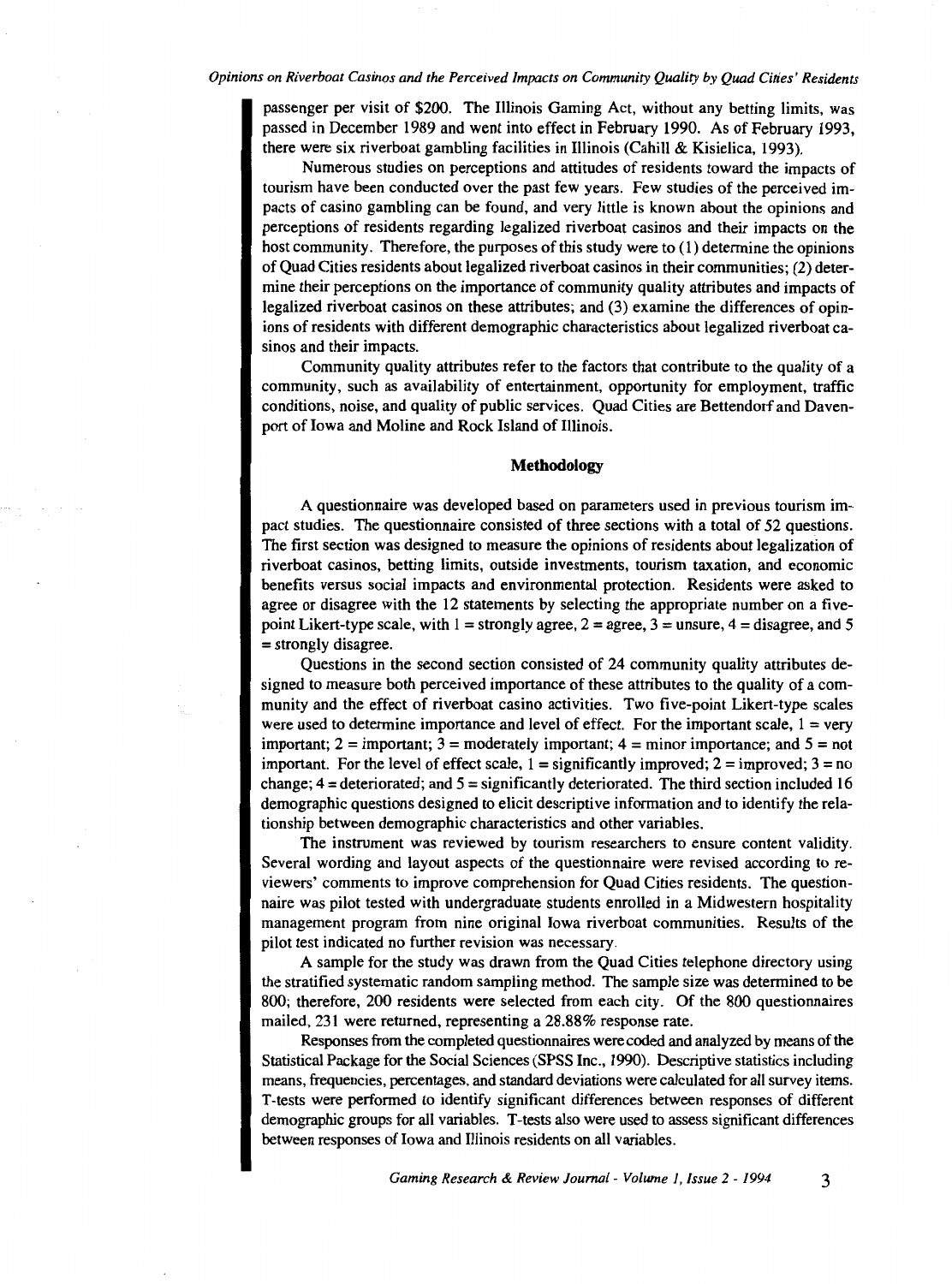passenger per visit of $200. The Illinois Gaming Act, without any betting limits, was passed in December 1989 and went into effect in February 1990. As of February 1993, there were six riverboat gambling facilities in Illinois (Cahill & Kisielica, 1993).

Numerous studies on perceptions and attitudes of residents toward the impacts of tourism have been conducted over the past few years. Few studies of the perceived impacts of casino gambling can be found, and very little is known about the opinions and perceptions of residents regarding legalized riverboat casinos and their impacts on the host community. Therefore, the purposes of this study were to (1) determine the opinions of Quad Cities residents about legalized riverboat casinos in their communities; (2) determine their perceptions on the importance of community quality attributes and impacts of legalized riverboat casinos on these attributes; and (3) examine the differences of opinions of residents with different demographic characteristics about legalized riverboat casinos and their impacts.

Community quality attributes refer to the factors that contribute to the quality of a community, such as availability of entertainment, opportunity for employment, traffic conditions, noise, and quality of public services. Quad Cities are Bettendorf and Davenport of Iowa and Moline and Rock Island of Illinois.

## Methodology

A questionnaire was developed based on parameters used in previous tourism impact studies. The questionnaire consisted of three sections with a total of 52 questions. The first section was designed to measure the opinions of residents about legalization of riverboat casinos, betting limits, outside investments, tourism taxation, and economic benefits versus social impacts and environmental protection. Residents were asked to agree or disagree with the 12 statements by selecting the appropriate number on a five-point Likert-type scale, with 1 = strongly agree, 2 = agree, 3 = unsure, 4 = disagree, and 5 = strongly disagree.

Questions in the second section consisted of 24 community quality attributes designed to measure both perceived importance of these attributes to the quality of a community and the effect of riverboat casino activities. Two five-point Likert-type scales were used to determine importance and level of effect. For the important scale, 1 = very important; 2 = important; 3 = moderately important; 4 = minor importance; and 5 = not important. For the level of effect scale, 1 = significantly improved; 2 = improved; 3 = no change; 4 = deteriorated; and 5 = significantly deteriorated. The third section included 16 demographic questions designed to elicit descriptive information and to identify the relationship between demographic characteristics and other variables.

The instrument was reviewed by tourism researchers to ensure content validity. Several wording and layout aspects of the questionnaire were revised according to reviewers' comments to improve comprehension for Quad Cities residents. The questionnaire was pilot tested with undergraduate students enrolled in a Midwestern hospitality management program from nine original Iowa riverboat communities. Results of the pilot test indicated no further revision was necessary.

A sample for the study was drawn from the Quad Cities telephone directory using the stratified systematic random sampling method. The sample size was determined to be 800; therefore, 200 residents were selected from each city. Of the 800 questionnaires mailed, 231 were returned, representing a 28.88% response rate.

Responses from the completed questionnaires were coded and analyzed by means of the Statistical Package for the Social Sciences (SPSS Inc., 1990). Descriptive statistics including means, frequencies, percentages, and standard deviations were calculated for all survey items. T-tests were performed to identify significant differences between responses of different demographic groups for all variables. T-tests also were used to assess significant differences between responses of Iowa and Illinois residents on all variables.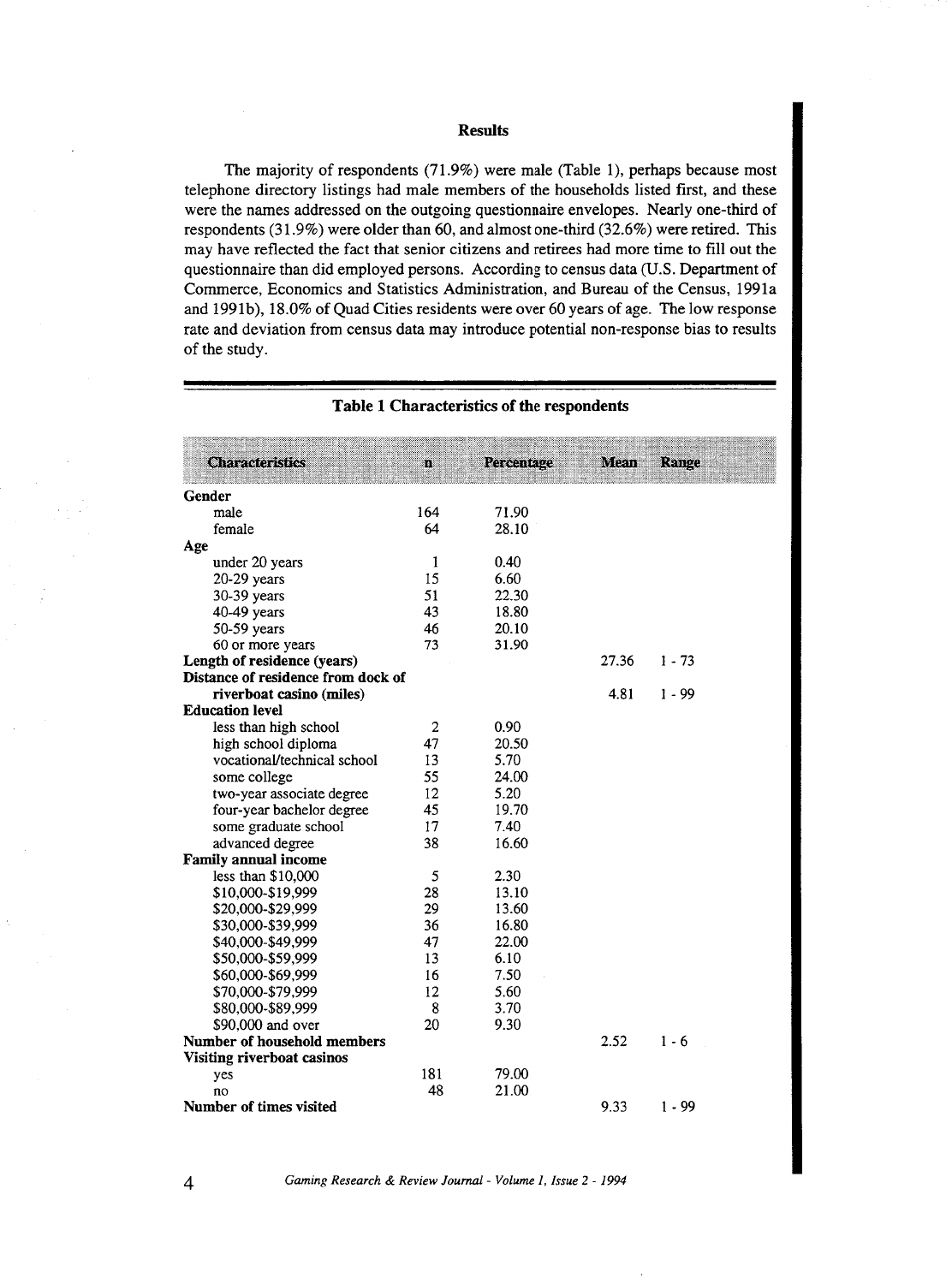## Results

The majority of respondents (71.9%) were male (Table 1), perhaps because most telephone directory listings had male members of the households listed first, and these were the names addressed on the outgoing questionnaire envelopes. Nearly one-third of respondents (31.9%) were older than 60, and almost one-third (32.6%) were retired. This may have reflected the fact that senior citizens and retirees had more time to fill out the questionnaire than did employed persons. According to census data (U.S. Department of Commerce, Economics and Statistics Administration, and Bureau of the Census, 1991a and 1991b), 18.0% of Quad Cities residents were over 60 years of age. The low response rate and deviation from census data may introduce potential non-response bias to results of the study.

**Table 1 Characteristics of the respondents**

| Characteristics | n | Percentage | Mean | Range |
|---|---|---|---|---|
| **Gender** | | | | |
| male | 164 | 71.90 | | |
| female | 64 | 28.10 | | |
| **Age** | | | | |
| under 20 years | 1 | 0.40 | | |
| 20-29 years | 15 | 6.60 | | |
| 30-39 years | 51 | 22.30 | | |
| 40-49 years | 43 | 18.80 | | |
| 50-59 years | 46 | 20.10 | | |
| 60 or more years | 73 | 31.90 | | |
| **Length of residence (years)** | | | 27.36 | 1 - 73 |
| **Distance of residence from dock of riverboat casino (miles)** | | | 4.81 | 1 - 99 |
| **Education level** | | | | |
| less than high school | 2 | 0.90 | | |
| high school diploma | 47 | 20.50 | | |
| vocational/technical school | 13 | 5.70 | | |
| some college | 55 | 24.00 | | |
| two-year associate degree | 12 | 5.20 | | |
| four-year bachelor degree | 45 | 19.70 | | |
| some graduate school | 17 | 7.40 | | |
| advanced degree | 38 | 16.60 | | |
| **Family annual income** | | | | |
| less than $10,000 | 5 | 2.30 | | |
| $10,000-$19,999 | 28 | 13.10 | | |
| $20,000-$29,999 | 29 | 13.60 | | |
| $30,000-$39,999 | 36 | 16.80 | | |
| $40,000-$49,999 | 47 | 22.00 | | |
| $50,000-$59,999 | 13 | 6.10 | | |
| $60,000-$69,999 | 16 | 7.50 | | |
| $70,000-$79,999 | 12 | 5.60 | | |
| $80,000-$89,999 | 8 | 3.70 | | |
| $90,000 and over | 20 | 9.30 | | |
| **Number of household members** | | | 2.52 | 1 - 6 |
| **Visiting riverboat casinos** | | | | |
| yes | 181 | 79.00 | | |
| no | 48 | 21.00 | | |
| **Number of times visited** | | | 9.33 | 1 - 99 |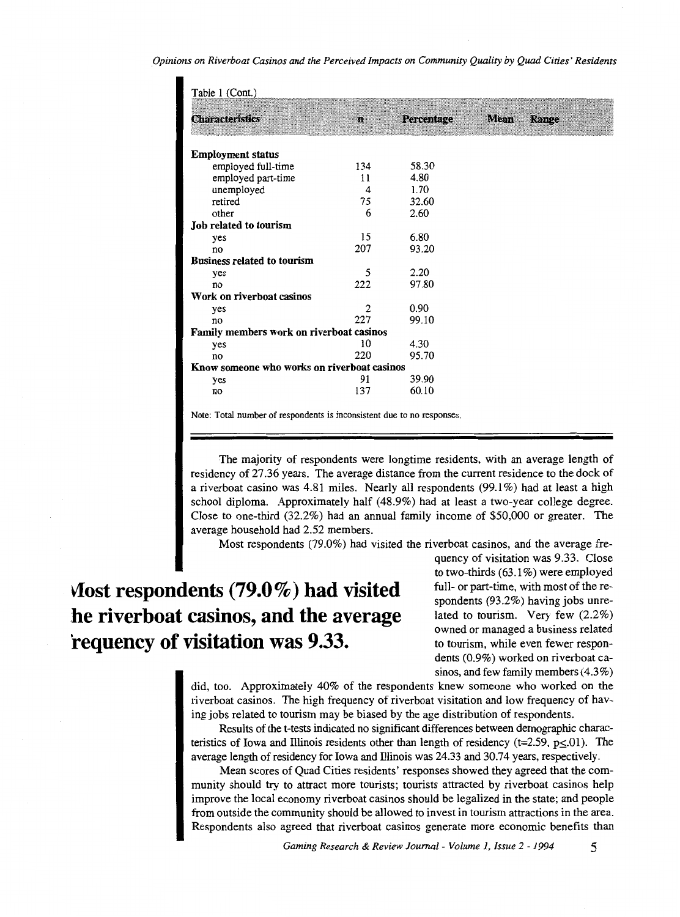Table 1 (Cont.)

| Characteristics | n | Percentage | Mean | Range |
|---|---|---|---|---|
| **Employment status** | | | | |
| employed full-time | 134 | 58.30 | | |
| employed part-time | 11 | 4.80 | | |
| unemployed | 4 | 1.70 | | |
| retired | 75 | 32.60 | | |
| other | 6 | 2.60 | | |
| **Job related to tourism** | | | | |
| yes | 15 | 6.80 | | |
| no | 207 | 93.20 | | |
| **Business related to tourism** | | | | |
| yes | 5 | 2.20 | | |
| no | 222 | 97.80 | | |
| **Work on riverboat casinos** | | | | |
| yes | 2 | 0.90 | | |
| no | 227 | 99.10 | | |
| **Family members work on riverboat casinos** | | | | |
| yes | 10 | 4.30 | | |
| no | 220 | 95.70 | | |
| **Know someone who works on riverboat casinos** | | | | |
| yes | 91 | 39.90 | | |
| no | 137 | 60.10 | | |

Note: Total number of respondents is inconsistent due to no responses.

The majority of respondents were longtime residents, with an average length of residency of 27.36 years. The average distance from the current residence to the dock of a riverboat casino was 4.81 miles. Nearly all respondents (99.1%) had at least a high school diploma. Approximately half (48.9%) had at least a two-year college degree. Close to one-third (32.2%) had an annual family income of $50,000 or greater. The average household had 2.52 members.

Most respondents (79.0%) had visited the riverboat casinos, and the average frequency of visitation was 9.33. Close to two-thirds (63.1%) were employed full- or part-time, with most of the respondents (93.2%) having jobs unrelated to tourism. Very few (2.2%) owned or managed a business related to tourism, while even fewer respondents (0.9%) worked on riverboat casinos, and few family members (4.3%) did, too. Approximately 40% of the respondents knew someone who worked on the riverboat casinos. The high frequency of riverboat visitation and low frequency of having jobs related to tourism may be biased by the age distribution of respondents.

**Most respondents (79.0%) had visited the riverboat casinos, and the average frequency of visitation was 9.33.**

Results of the t-tests indicated no significant differences between demographic characteristics of Iowa and Illinois residents other than length of residency ($t=2.59$, $p \leq .01$). The average length of residency for Iowa and Illinois was 24.33 and 30.74 years, respectively.

Mean scores of Quad Cities residents' responses showed they agreed that the community should try to attract more tourists; tourists attracted by riverboat casinos help improve the local economy riverboat casinos should be legalized in the state; and people from outside the community should be allowed to invest in tourism attractions in the area. Respondents also agreed that riverboat casinos generate more economic benefits than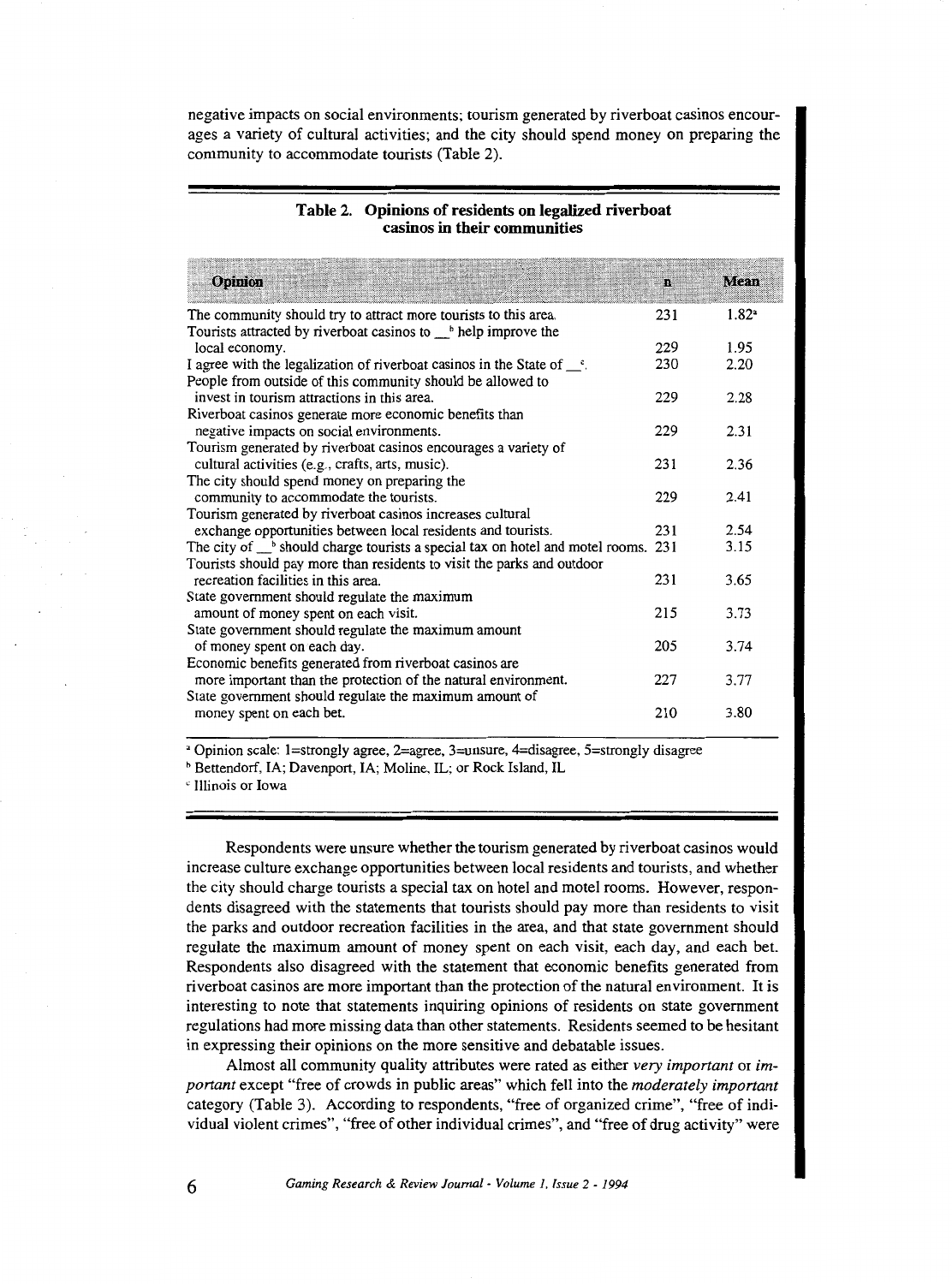negative impacts on social environments; tourism generated by riverboat casinos encourages a variety of cultural activities; and the city should spend money on preparing the community to accommodate tourists (Table 2).

**Table 2. Opinions of residents on legalized riverboat casinos in their communities**

| Opinion | n | Mean |
|---|---|---|
| The community should try to attract more tourists to this area. | 231 | 1.82[a] |
| Tourists attracted by riverboat casinos to __[b] help improve the local economy. | 229 | 1.95 |
| I agree with the legalization of riverboat casinos in the State of __[c]. | 230 | 2.20 |
| People from outside of this community should be allowed to invest in tourism attractions in this area. | 229 | 2.28 |
| Riverboat casinos generate more economic benefits than negative impacts on social environments. | 229 | 2.31 |
| Tourism generated by riverboat casinos encourages a variety of cultural activities (e.g., crafts, arts, music). | 231 | 2.36 |
| The city should spend money on preparing the community to accommodate the tourists. | 229 | 2.41 |
| Tourism generated by riverboat casinos increases cultural exchange opportunities between local residents and tourists. | 231 | 2.54 |
| The city of __[b] should charge tourists a special tax on hotel and motel rooms. | 231 | 3.15 |
| Tourists should pay more than residents to visit the parks and outdoor recreation facilities in this area. | 231 | 3.65 |
| State government should regulate the maximum amount of money spent on each visit. | 215 | 3.73 |
| State government should regulate the maximum amount of money spent on each day. | 205 | 3.74 |
| Economic benefits generated from riverboat casinos are more important than the protection of the natural environment. | 227 | 3.77 |
| State government should regulate the maximum amount of money spent on each bet. | 210 | 3.80 |

[a] Opinion scale: 1=strongly agree, 2=agree, 3=unsure, 4=disagree, 5=strongly disagree

[b] Bettendorf, IA; Davenport, IA; Moline, IL; or Rock Island, IL

[c] Illinois or Iowa

Respondents were unsure whether the tourism generated by riverboat casinos would increase culture exchange opportunities between local residents and tourists, and whether the city should charge tourists a special tax on hotel and motel rooms. However, respondents disagreed with the statements that tourists should pay more than residents to visit the parks and outdoor recreation facilities in the area, and that state government should regulate the maximum amount of money spent on each visit, each day, and each bet. Respondents also disagreed with the statement that economic benefits generated from riverboat casinos are more important than the protection of the natural environment. It is interesting to note that statements inquiring opinions of residents on state government regulations had more missing data than other statements. Residents seemed to be hesitant in expressing their opinions on the more sensitive and debatable issues.

Almost all community quality attributes were rated as either *very important* or *important* except "free of crowds in public areas" which fell into the *moderately important* category (Table 3). According to respondents, "free of organized crime", "free of individual violent crimes", "free of other individual crimes", and "free of drug activity" were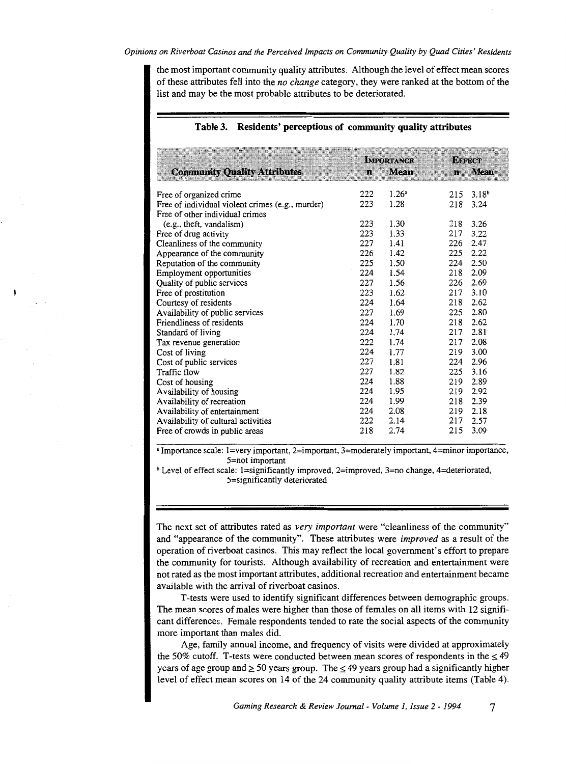the most important community quality attributes. Although the level of effect mean scores of these attributes fell into the *no change* category, they were ranked at the bottom of the list and may be the most probable attributes to be deteriorated.

**Table 3. Residents' perceptions of community quality attributes**

| Community Quality Attributes | Importance n | Importance Mean | Effect n | Effect Mean |
|---|---|---|---|---|
| Free of organized crime | 222 | 1.26[a] | 215 | 3.18[b] |
| Free of individual violent crimes (e.g., murder) | 223 | 1.28 | 218 | 3.24 |
| Free of other individual crimes (e.g., theft, vandalism) | 223 | 1.30 | 218 | 3.26 |
| Free of drug activity | 223 | 1.33 | 217 | 3.22 |
| Cleanliness of the community | 227 | 1.41 | 226 | 2.47 |
| Appearance of the community | 226 | 1.42 | 225 | 2.22 |
| Reputation of the community | 225 | 1.50 | 224 | 2.50 |
| Employment opportunities | 224 | 1.54 | 218 | 2.09 |
| Quality of public services | 227 | 1.56 | 226 | 2.69 |
| Free of prostitution | 223 | 1.62 | 217 | 3.10 |
| Courtesy of residents | 224 | 1.64 | 218 | 2.62 |
| Availability of public services | 227 | 1.69 | 225 | 2.80 |
| Friendliness of residents | 224 | 1.70 | 218 | 2.62 |
| Standard of living | 224 | 1.74 | 217 | 2.81 |
| Tax revenue generation | 222 | 1.74 | 217 | 2.08 |
| Cost of living | 224 | 1.77 | 219 | 3.00 |
| Cost of public services | 227 | 1.81 | 224 | 2.96 |
| Traffic flow | 227 | 1.82 | 225 | 3.16 |
| Cost of housing | 224 | 1.88 | 219 | 2.89 |
| Availability of housing | 224 | 1.95 | 219 | 2.92 |
| Availability of recreation | 224 | 1.99 | 218 | 2.39 |
| Availability of entertainment | 224 | 2.08 | 219 | 2.18 |
| Availability of cultural activities | 222 | 2.14 | 217 | 2.57 |
| Free of crowds in public areas | 218 | 2.74 | 215 | 3.09 |

[a] Importance scale: 1=very important, 2=important, 3=moderately important, 4=minor importance, 5=not important

[b] Level of effect scale: 1=significantly improved, 2=improved, 3=no change, 4=deteriorated, 5=significantly deteriorated

The next set of attributes rated as *very important* were "cleanliness of the community" and "appearance of the community". These attributes were *improved* as a result of the operation of riverboat casinos. This may reflect the local government's effort to prepare the community for tourists. Although availability of recreation and entertainment were not rated as the most important attributes, additional recreation and entertainment became available with the arrival of riverboat casinos.

T-tests were used to identify significant differences between demographic groups. The mean scores of males were higher than those of females on all items with 12 significant differences. Female respondents tended to rate the social aspects of the community more important than males did.

Age, family annual income, and frequency of visits were divided at approximately the 50% cutoff. T-tests were conducted between mean scores of respondents in the $\leq 49$ years of age group and $\geq 50$ years group. The $\leq 49$ years group had a significantly higher level of effect mean scores on 14 of the 24 community quality attribute items (Table 4).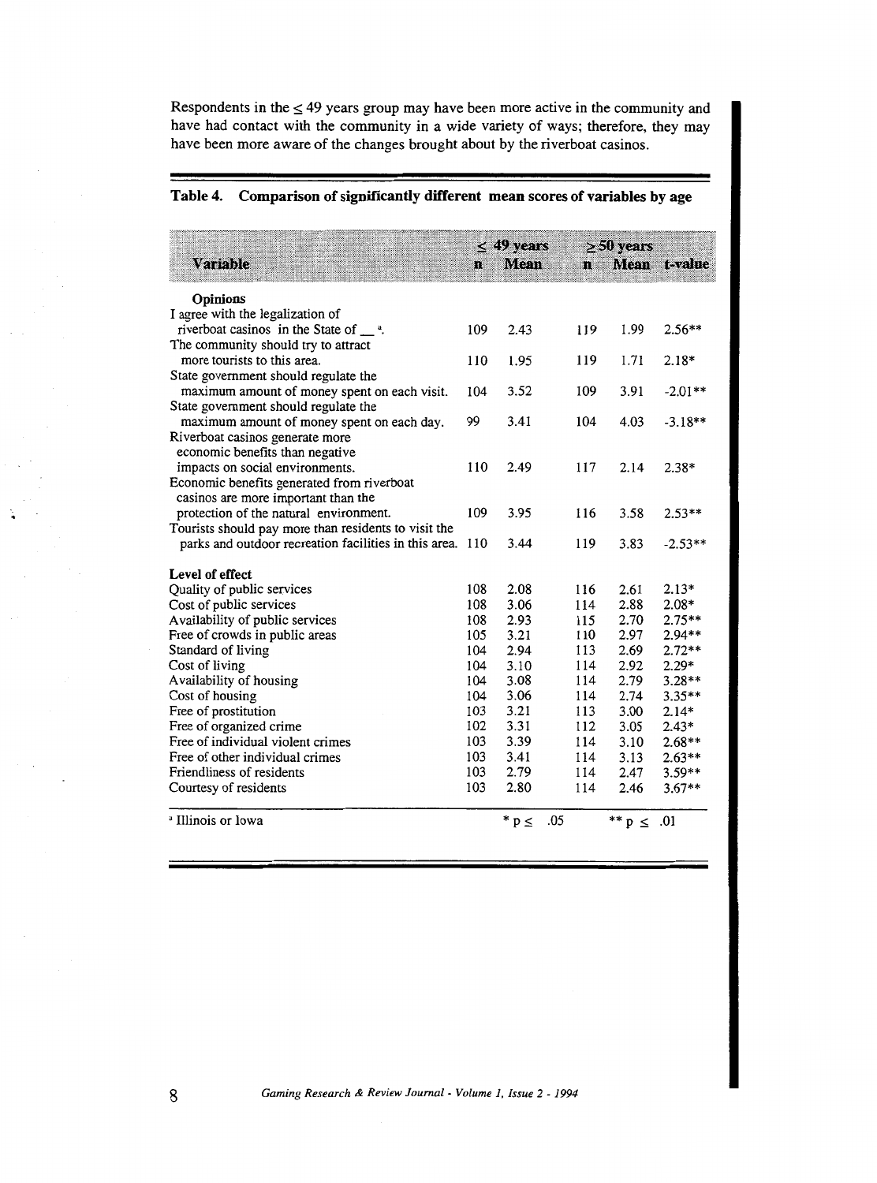Respondents in the ≤ 49 years group may have been more active in the community and have had contact with the community in a wide variety of ways; therefore, they may have been more aware of the changes brought about by the riverboat casinos.

**Table 4. Comparison of significantly different mean scores of variables by age**

| Variable | ≤ 49 years n | ≤ 49 years Mean | ≥ 50 years n | ≥ 50 years Mean | t-value |
|---|---|---|---|---|---|
| **Opinions** | | | | | |
| I agree with the legalization of riverboat casinos in the State of __ [a]. | 109 | 2.43 | 119 | 1.99 | 2.56** |
| The community should try to attract more tourists to this area. | 110 | 1.95 | 119 | 1.71 | 2.18* |
| State government should regulate the maximum amount of money spent on each visit. | 104 | 3.52 | 109 | 3.91 | -2.01** |
| State government should regulate the maximum amount of money spent on each day. | 99 | 3.41 | 104 | 4.03 | -3.18** |
| Riverboat casinos generate more economic benefits than negative impacts on social environments. | 110 | 2.49 | 117 | 2.14 | 2.38* |
| Economic benefits generated from riverboat casinos are more important than the protection of the natural environment. | 109 | 3.95 | 116 | 3.58 | 2.53** |
| Tourists should pay more than residents to visit the parks and outdoor recreation facilities in this area. | 110 | 3.44 | 119 | 3.83 | -2.53** |
| **Level of effect** | | | | | |
| Quality of public services | 108 | 2.08 | 116 | 2.61 | 2.13* |
| Cost of public services | 108 | 3.06 | 114 | 2.88 | 2.08* |
| Availability of public services | 108 | 2.93 | 115 | 2.70 | 2.75** |
| Free of crowds in public areas | 105 | 3.21 | 110 | 2.97 | 2.94** |
| Standard of living | 104 | 2.94 | 113 | 2.69 | 2.72** |
| Cost of living | 104 | 3.10 | 114 | 2.92 | 2.29* |
| Availability of housing | 104 | 3.08 | 114 | 2.79 | 3.28** |
| Cost of housing | 104 | 3.06 | 114 | 2.74 | 3.35** |
| Free of prostitution | 103 | 3.21 | 113 | 3.00 | 2.14* |
| Free of organized crime | 102 | 3.31 | 112 | 3.05 | 2.43* |
| Free of individual violent crimes | 103 | 3.39 | 114 | 3.10 | 2.68** |
| Free of other individual crimes | 103 | 3.41 | 114 | 3.13 | 2.63** |
| Friendliness of residents | 103 | 2.79 | 114 | 2.47 | 3.59** |
| Courtesy of residents | 103 | 2.80 | 114 | 2.46 | 3.67** |

[a] Illinois or Iowa

* $p \leq .05$ ** $p \leq .01$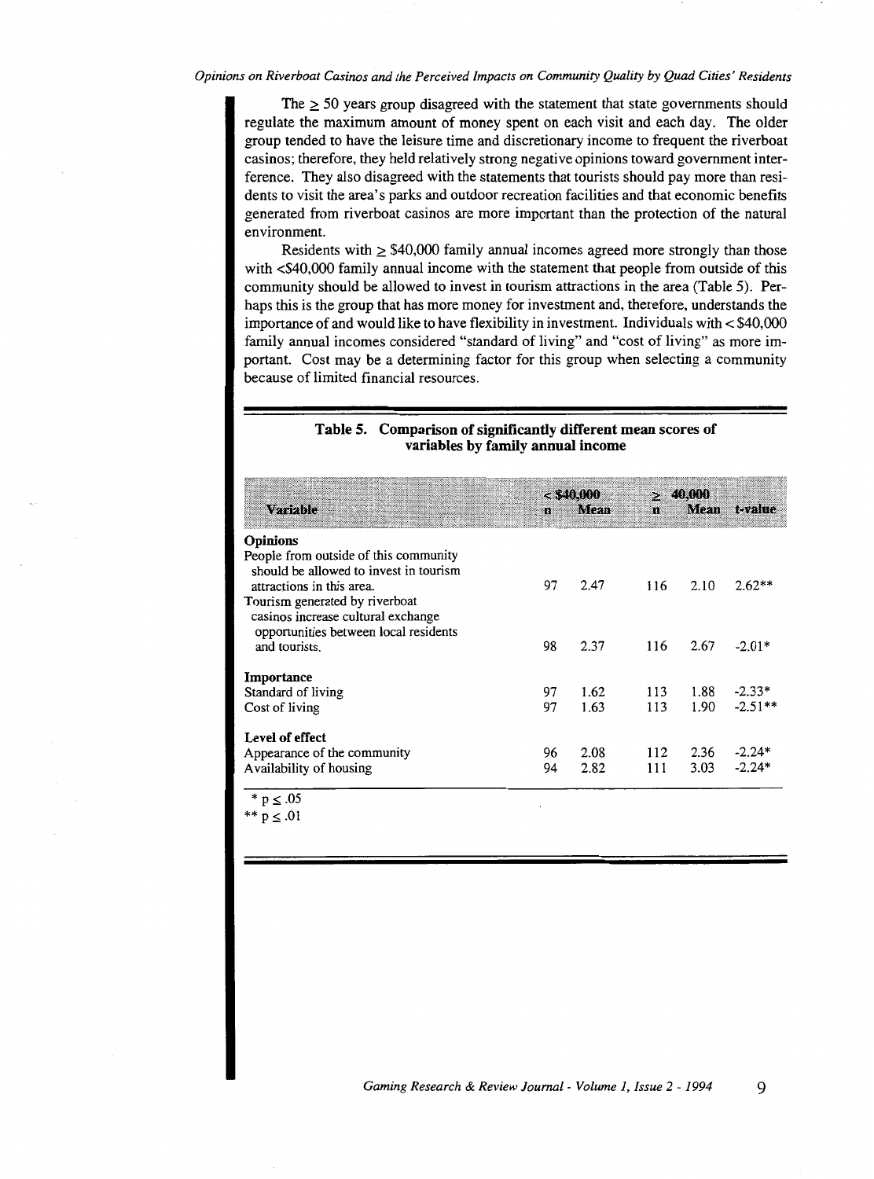The ≥ 50 years group disagreed with the statement that state governments should regulate the maximum amount of money spent on each visit and each day. The older group tended to have the leisure time and discretionary income to frequent the riverboat casinos; therefore, they held relatively strong negative opinions toward government interference. They also disagreed with the statements that tourists should pay more than residents to visit the area's parks and outdoor recreation facilities and that economic benefits generated from riverboat casinos are more important than the protection of the natural environment.

Residents with ≥ $40,000 family annual incomes agreed more strongly than those with <$40,000 family annual income with the statement that people from outside of this community should be allowed to invest in tourism attractions in the area (Table 5). Perhaps this is the group that has more money for investment and, therefore, understands the importance of and would like to have flexibility in investment. Individuals with < $40,000 family annual incomes considered "standard of living" and "cost of living" as more important. Cost may be a determining factor for this group when selecting a community because of limited financial resources.

**Table 5. Comparison of significantly different mean scores of variables by family annual income**

| Variable | < $40,000 | | ≥ 40,000 | | |
|---|---|---|---|---|---|
| | n | Mean | n | Mean | t-value |
| **Opinions** | | | | | |
| People from outside of this community should be allowed to invest in tourism attractions in this area. | 97 | 2.47 | 116 | 2.10 | 2.62** |
| Tourism generated by riverboat casinos increase cultural exchange opportunities between local residents and tourists. | 98 | 2.37 | 116 | 2.67 | -2.01* |
| **Importance** | | | | | |
| Standard of living | 97 | 1.62 | 113 | 1.88 | -2.33* |
| Cost of living | 97 | 1.63 | 113 | 1.90 | -2.51** |
| **Level of effect** | | | | | |
| Appearance of the community | 96 | 2.08 | 112 | 2.36 | -2.24* |
| Availability of housing | 94 | 2.82 | 111 | 3.03 | -2.24* |

\* $p \leq .05$

\** $p \leq .01$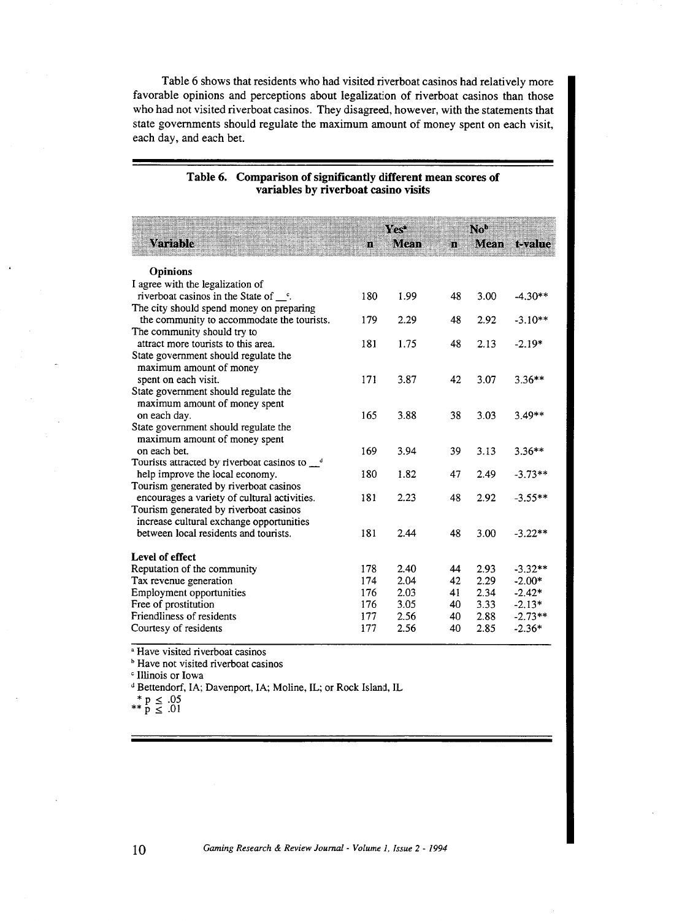Table 6 shows that residents who had visited riverboat casinos had relatively more favorable opinions and perceptions about legalization of riverboat casinos than those who had not visited riverboat casinos. They disagreed, however, with the statements that state governments should regulate the maximum amount of money spent on each visit, each day, and each bet.

**Table 6. Comparison of significantly different mean scores of variables by riverboat casino visits**

| Variable | Yes[a] n | Yes[a] Mean | No[b] n | No[b] Mean | t-value |
|---|---|---|---|---|---|
| **Opinions** | | | | | |
| I agree with the legalization of riverboat casinos in the State of __[c]. | 180 | 1.99 | 48 | 3.00 | -4.30** |
| The city should spend money on preparing the community to accommodate the tourists. | 179 | 2.29 | 48 | 2.92 | -3.10** |
| The community should try to attract more tourists to this area. | 181 | 1.75 | 48 | 2.13 | -2.19* |
| State government should regulate the maximum amount of money spent on each visit. | 171 | 3.87 | 42 | 3.07 | 3.36** |
| State government should regulate the maximum amount of money spent on each day. | 165 | 3.88 | 38 | 3.03 | 3.49** |
| State government should regulate the maximum amount of money spent on each bet. | 169 | 3.94 | 39 | 3.13 | 3.36** |
| Tourists attracted by riverboat casinos to __[d] help improve the local economy. | 180 | 1.82 | 47 | 2.49 | -3.73** |
| Tourism generated by riverboat casinos encourages a variety of cultural activities. | 181 | 2.23 | 48 | 2.92 | -3.55** |
| Tourism generated by riverboat casinos increase cultural exchange opportunities between local residents and tourists. | 181 | 2.44 | 48 | 3.00 | -3.22** |
| **Level of effect** | | | | | |
| Reputation of the community | 178 | 2.40 | 44 | 2.93 | -3.32** |
| Tax revenue generation | 174 | 2.04 | 42 | 2.29 | -2.00* |
| Employment opportunities | 176 | 2.03 | 41 | 2.34 | -2.42* |
| Free of prostitution | 176 | 3.05 | 40 | 3.33 | -2.13* |
| Friendliness of residents | 177 | 2.56 | 40 | 2.88 | -2.73** |
| Courtesy of residents | 177 | 2.56 | 40 | 2.85 | -2.36* |

[a] Have visited riverboat casinos
[b] Have not visited riverboat casinos
[c] Illinois or Iowa
[d] Bettendorf, IA; Davenport, IA; Moline, IL; or Rock Island, IL
\* $p \leq .05$
\*\* $p \leq .01$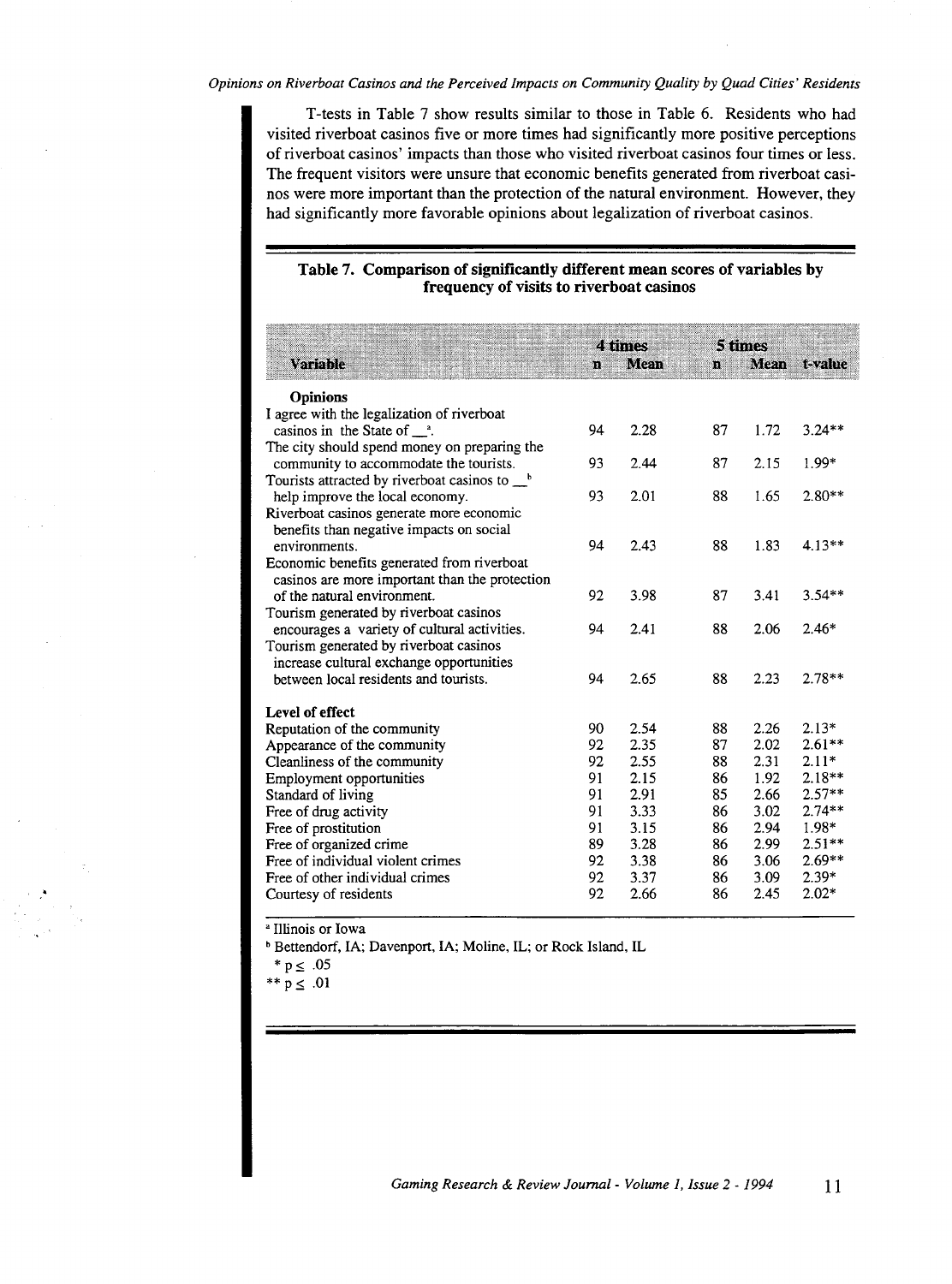T-tests in Table 7 show results similar to those in Table 6. Residents who had visited riverboat casinos five or more times had significantly more positive perceptions of riverboat casinos' impacts than those who visited riverboat casinos four times or less. The frequent visitors were unsure that economic benefits generated from riverboat casinos were more important than the protection of the natural environment. However, they had significantly more favorable opinions about legalization of riverboat casinos.

**Table 7. Comparison of significantly different mean scores of variables by frequency of visits to riverboat casinos**

| Variable | 4 times | | 5 times | | |
|---|---|---|---|---|---|
| | n | Mean | n | Mean | t-value |
| **Opinions** | | | | | |
| I agree with the legalization of riverboat casinos in the State of __[a]. | 94 | 2.28 | 87 | 1.72 | 3.24** |
| The city should spend money on preparing the community to accommodate the tourists. | 93 | 2.44 | 87 | 2.15 | 1.99* |
| Tourists attracted by riverboat casinos to __[b] help improve the local economy. | 93 | 2.01 | 88 | 1.65 | 2.80** |
| Riverboat casinos generate more economic benefits than negative impacts on social environments. | 94 | 2.43 | 88 | 1.83 | 4.13** |
| Economic benefits generated from riverboat casinos are more important than the protection of the natural environment. | 92 | 3.98 | 87 | 3.41 | 3.54** |
| Tourism generated by riverboat casinos encourages a variety of cultural activities. | 94 | 2.41 | 88 | 2.06 | 2.46* |
| Tourism generated by riverboat casinos increase cultural exchange opportunities between local residents and tourists. | 94 | 2.65 | 88 | 2.23 | 2.78** |
| **Level of effect** | | | | | |
| Reputation of the community | 90 | 2.54 | 88 | 2.26 | 2.13* |
| Appearance of the community | 92 | 2.35 | 87 | 2.02 | 2.61** |
| Cleanliness of the community | 92 | 2.55 | 88 | 2.31 | 2.11* |
| Employment opportunities | 91 | 2.15 | 86 | 1.92 | 2.18** |
| Standard of living | 91 | 2.91 | 85 | 2.66 | 2.57** |
| Free of drug activity | 91 | 3.33 | 86 | 3.02 | 2.74** |
| Free of prostitution | 91 | 3.15 | 86 | 2.94 | 1.98* |
| Free of organized crime | 89 | 3.28 | 86 | 2.99 | 2.51** |
| Free of individual violent crimes | 92 | 3.38 | 86 | 3.06 | 2.69** |
| Free of other individual crimes | 92 | 3.37 | 86 | 3.09 | 2.39* |
| Courtesy of residents | 92 | 2.66 | 86 | 2.45 | 2.02* |

[a] Illinois or Iowa

[b] Bettendorf, IA; Davenport, IA; Moline, IL; or Rock Island, IL

\* $p \leq .05$

\*\* $p \leq .01$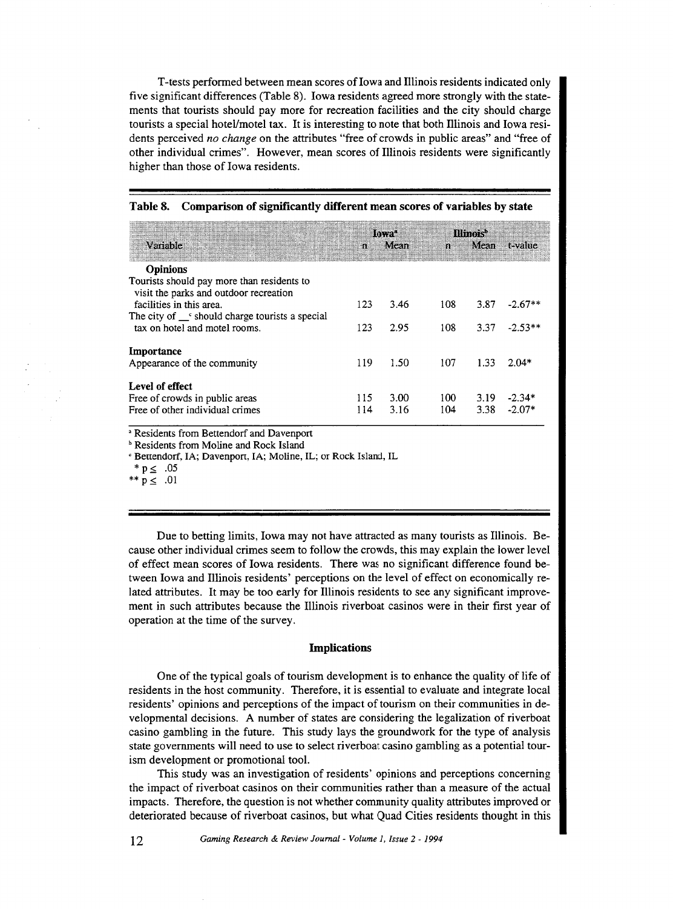T-tests performed between mean scores of Iowa and Illinois residents indicated only five significant differences (Table 8). Iowa residents agreed more strongly with the statements that tourists should pay more for recreation facilities and the city should charge tourists a special hotel/motel tax. It is interesting to note that both Illinois and Iowa residents perceived *no change* on the attributes "free of crowds in public areas" and "free of other individual crimes". However, mean scores of Illinois residents were significantly higher than those of Iowa residents.

**Table 8. Comparison of significantly different mean scores of variables by state**

| Variable | Iowa[a] | | Illinois[b] | | |
|---|---|---|---|---|---|
| | n | Mean | n | Mean | t-value |
| **Opinions** | | | | | |
| Tourists should pay more than residents to visit the parks and outdoor recreation facilities in this area. | 123 | 3.46 | 108 | 3.87 | -2.67** |
| The city of __[c] should charge tourists a special tax on hotel and motel rooms. | 123 | 2.95 | 108 | 3.37 | -2.53** |
| **Importance** | | | | | |
| Appearance of the community | 119 | 1.50 | 107 | 1.33 | 2.04* |
| **Level of effect** | | | | | |
| Free of crowds in public areas | 115 | 3.00 | 100 | 3.19 | -2.34* |
| Free of other individual crimes | 114 | 3.16 | 104 | 3.38 | -2.07* |

[a] Residents from Bettendorf and Davenport
[b] Residents from Moline and Rock Island
[c] Bettendorf, IA; Davenport, IA; Moline, IL; or Rock Island, IL
\* $p \leq .05$
\*\* $p \leq .01$

Due to betting limits, Iowa may not have attracted as many tourists as Illinois. Because other individual crimes seem to follow the crowds, this may explain the lower level of effect mean scores of Iowa residents. There was no significant difference found between Iowa and Illinois residents' perceptions on the level of effect on economically related attributes. It may be too early for Illinois residents to see any significant improvement in such attributes because the Illinois riverboat casinos were in their first year of operation at the time of the survey.

## Implications

One of the typical goals of tourism development is to enhance the quality of life of residents in the host community. Therefore, it is essential to evaluate and integrate local residents' opinions and perceptions of the impact of tourism on their communities in developmental decisions. A number of states are considering the legalization of riverboat casino gambling in the future. This study lays the groundwork for the type of analysis state governments will need to use to select riverboat casino gambling as a potential tourism development or promotional tool.

This study was an investigation of residents' opinions and perceptions concerning the impact of riverboat casinos on their communities rather than a measure of the actual impacts. Therefore, the question is not whether community quality attributes improved or deteriorated because of riverboat casinos, but what Quad Cities residents thought in this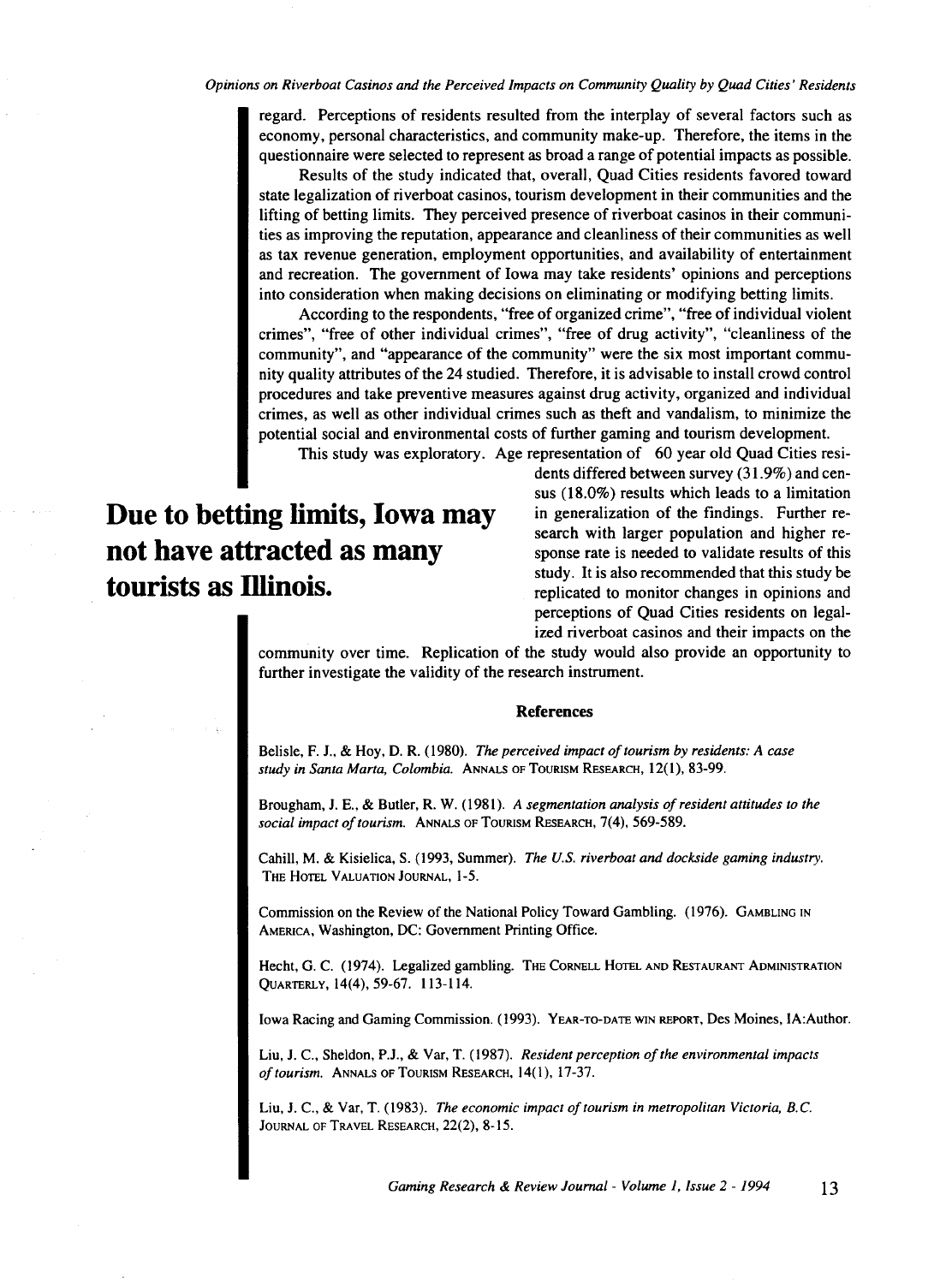regard. Perceptions of residents resulted from the interplay of several factors such as economy, personal characteristics, and community make-up. Therefore, the items in the questionnaire were selected to represent as broad a range of potential impacts as possible.

Results of the study indicated that, overall, Quad Cities residents favored toward state legalization of riverboat casinos, tourism development in their communities and the lifting of betting limits. They perceived presence of riverboat casinos in their communities as improving the reputation, appearance and cleanliness of their communities as well as tax revenue generation, employment opportunities, and availability of entertainment and recreation. The government of Iowa may take residents' opinions and perceptions into consideration when making decisions on eliminating or modifying betting limits.

According to the respondents, "free of organized crime", "free of individual violent crimes", "free of other individual crimes", "free of drug activity", "cleanliness of the community", and "appearance of the community" were the six most important community quality attributes of the 24 studied. Therefore, it is advisable to install crowd control procedures and take preventive measures against drug activity, organized and individual crimes, as well as other individual crimes such as theft and vandalism, to minimize the potential social and environmental costs of further gaming and tourism development.

**Due to betting limits, Iowa may not have attracted as many tourists as Illinois.**

This study was exploratory. Age representation of 60 year old Quad Cities residents differed between survey (31.9%) and census (18.0%) results which leads to a limitation in generalization of the findings. Further research with larger population and higher response rate is needed to validate results of this study. It is also recommended that this study be replicated to monitor changes in opinions and perceptions of Quad Cities residents on legalized riverboat casinos and their impacts on the community over time. Replication of the study would also provide an opportunity to further investigate the validity of the research instrument.

## References

Belisle, F. J., & Hoy, D. R. (1980). *The perceived impact of tourism by residents: A case study in Santa Marta, Colombia.* ANNALS OF TOURISM RESEARCH, 12(1), 83-99.

Brougham, J. E., & Butler, R. W. (1981). *A segmentation analysis of resident attitudes to the social impact of tourism.* ANNALS OF TOURISM RESEARCH, 7(4), 569-589.

Cahill, M. & Kisielica, S. (1993, Summer). *The U.S. riverboat and dockside gaming industry.* THE HOTEL VALUATION JOURNAL, 1-5.

Commission on the Review of the National Policy Toward Gambling. (1976). GAMBLING IN AMERICA, Washington, DC: Government Printing Office.

Hecht, G. C. (1974). Legalized gambling. THE CORNELL HOTEL AND RESTAURANT ADMINISTRATION QUARTERLY, 14(4), 59-67. 113-114.

Iowa Racing and Gaming Commission. (1993). YEAR-TO-DATE WIN REPORT, Des Moines, IA:Author.

Liu, J. C., Sheldon, P.J., & Var, T. (1987). *Resident perception of the environmental impacts of tourism.* ANNALS OF TOURISM RESEARCH, 14(1), 17-37.

Liu, J. C., & Var, T. (1983). *The economic impact of tourism in metropolitan Victoria, B.C.* JOURNAL OF TRAVEL RESEARCH, 22(2), 8-15.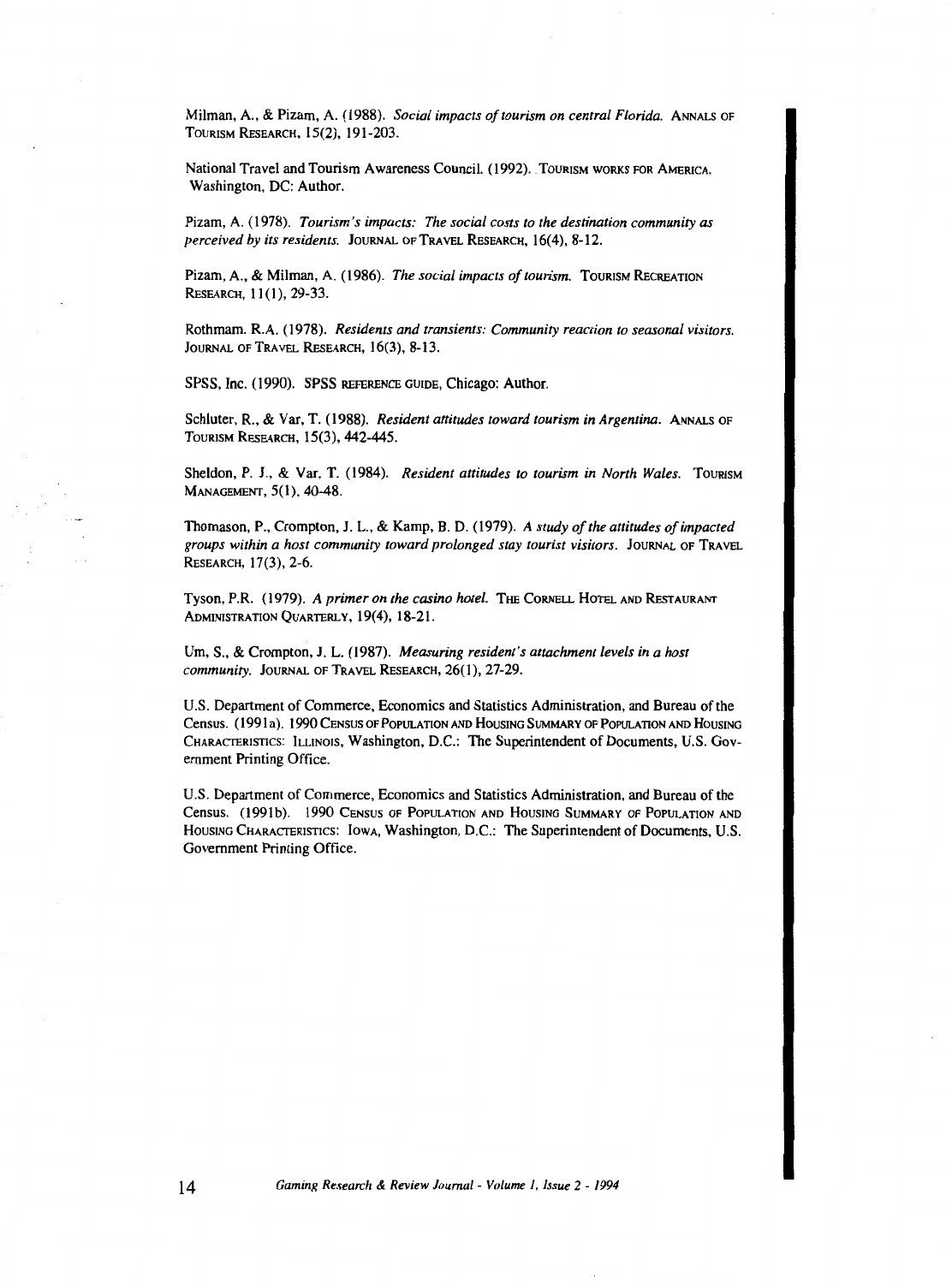Milman, A., & Pizam, A. (1988). *Social impacts of tourism on central Florida.* ANNALS OF TOURISM RESEARCH, 15(2), 191-203.

National Travel and Tourism Awareness Council. (1992). TOURISM WORKS FOR AMERICA. Washington, DC: Author.

Pizam, A. (1978). *Tourism's impacts: The social costs to the destination community as perceived by its residents.* JOURNAL OF TRAVEL RESEARCH, 16(4), 8-12.

Pizam, A., & Milman, A. (1986). *The social impacts of tourism.* TOURISM RECREATION RESEARCH, 11(1), 29-33.

Rothmam. R.A. (1978). *Residents and transients: Community reaction to seasonal visitors.* JOURNAL OF TRAVEL RESEARCH, 16(3), 8-13.

SPSS, Inc. (1990). SPSS REFERENCE GUIDE, Chicago: Author.

Schluter, R., & Var, T. (1988). *Resident attitudes toward tourism in Argentina.* ANNALS OF TOURISM RESEARCH, 15(3), 442-445.

Sheldon, P. J., & Var, T. (1984). *Resident attitudes to tourism in North Wales.* TOURISM MANAGEMENT, 5(1), 40-48.

Thomason, P., Crompton, J. L., & Kamp, B. D. (1979). *A study of the attitudes of impacted groups within a host community toward prolonged stay tourist visitors.* JOURNAL OF TRAVEL RESEARCH, 17(3), 2-6.

Tyson, P.R. (1979). *A primer on the casino hotel.* THE CORNELL HOTEL AND RESTAURANT ADMINISTRATION QUARTERLY, 19(4), 18-21.

Um, S., & Crompton, J. L. (1987). *Measuring resident's attachment levels in a host community.* JOURNAL OF TRAVEL RESEARCH, 26(1), 27-29.

U.S. Department of Commerce, Economics and Statistics Administration, and Bureau of the Census. (1991a). 1990 CENSUS OF POPULATION AND HOUSING SUMMARY OF POPULATION AND HOUSING CHARACTERISTICS: ILLINOIS, Washington, D.C.: The Superintendent of Documents, U.S. Government Printing Office.

U.S. Department of Commerce, Economics and Statistics Administration, and Bureau of the Census. (1991b). 1990 CENSUS OF POPULATION AND HOUSING SUMMARY OF POPULATION AND HOUSING CHARACTERISTICS: IOWA, Washington, D.C.: The Superintendent of Documents, U.S. Government Printing Office.